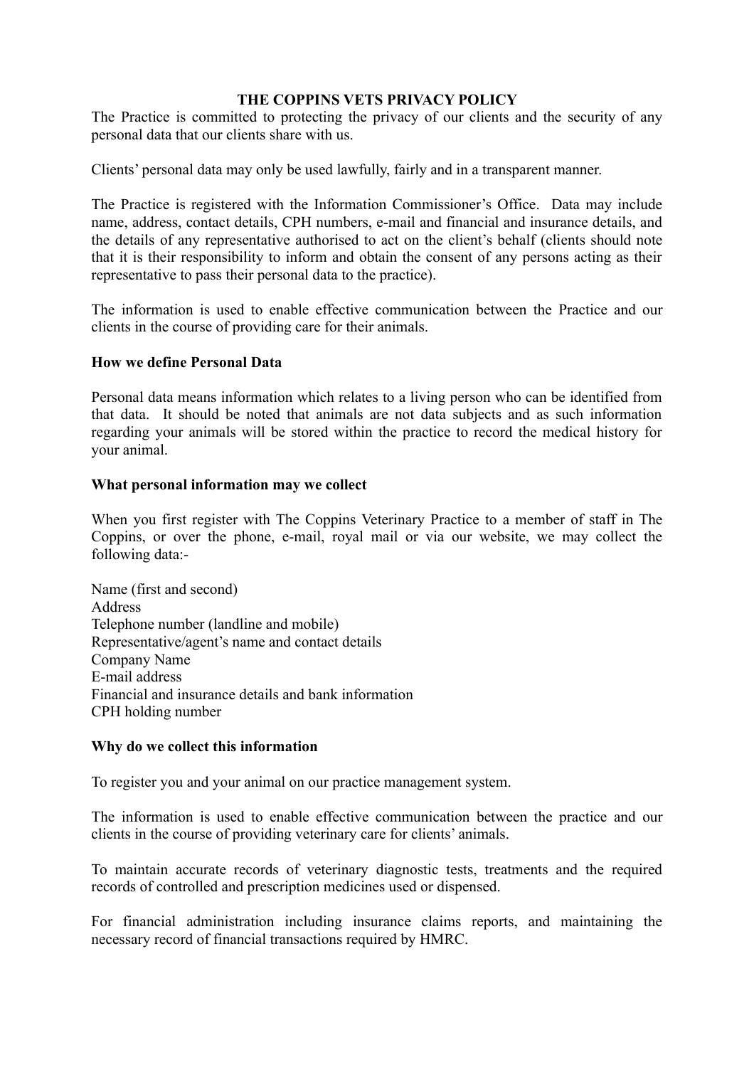# THE COPPINS VETS PRIVACY POLICY

The Practice is committed to protecting the privacy of our clients and the security of any personal data that our clients share with us.

Clients' personal data may only be used lawfully, fairly and in a transparent manner.

The Practice is registered with the Information Commissioner's Office. Data may include name, address, contact details, CPH numbers, e-mail and financial and insurance details, and the details of any representative authorised to act on the client's behalf (clients should note that it is their responsibility to inform and obtain the consent of any persons acting as their representative to pass their personal data to the practice).

The information is used to enable effective communication between the Practice and our clients in the course of providing care for their animals.

## How we define Personal Data

Personal data means information which relates to a living person who can be identified from that data. It should be noted that animals are not data subjects and as such information regarding your animals will be stored within the practice to record the medical history for your animal.

## What personal information may we collect

When you first register with The Coppins Veterinary Practice to a member of staff in The Coppins, or over the phone, e-mail, royal mail or via our website, we may collect the following data:-

Name (first and second)
Address
Telephone number (landline and mobile)
Representative/agent's name and contact details
Company Name
E-mail address
Financial and insurance details and bank information
CPH holding number

## Why do we collect this information

To register you and your animal on our practice management system.

The information is used to enable effective communication between the practice and our clients in the course of providing veterinary care for clients' animals.

To maintain accurate records of veterinary diagnostic tests, treatments and the required records of controlled and prescription medicines used or dispensed.

For financial administration including insurance claims reports, and maintaining the necessary record of financial transactions required by HMRC.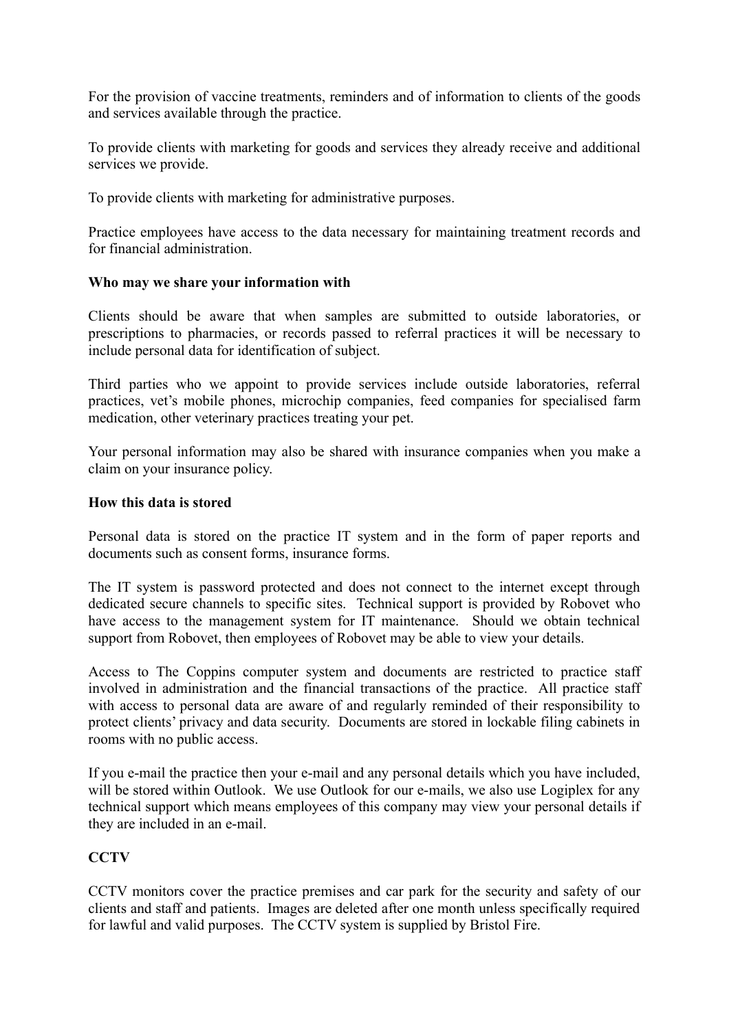For the provision of vaccine treatments, reminders and of information to clients of the goods and services available through the practice.

To provide clients with marketing for goods and services they already receive and additional services we provide.

To provide clients with marketing for administrative purposes.

Practice employees have access to the data necessary for maintaining treatment records and for financial administration.

**Who may we share your information with**

Clients should be aware that when samples are submitted to outside laboratories, or prescriptions to pharmacies, or records passed to referral practices it will be necessary to include personal data for identification of subject.

Third parties who we appoint to provide services include outside laboratories, referral practices, vet's mobile phones, microchip companies, feed companies for specialised farm medication, other veterinary practices treating your pet.

Your personal information may also be shared with insurance companies when you make a claim on your insurance policy.

**How this data is stored**

Personal data is stored on the practice IT system and in the form of paper reports and documents such as consent forms, insurance forms.

The IT system is password protected and does not connect to the internet except through dedicated secure channels to specific sites. Technical support is provided by Robovet who have access to the management system for IT maintenance. Should we obtain technical support from Robovet, then employees of Robovet may be able to view your details.

Access to The Coppins computer system and documents are restricted to practice staff involved in administration and the financial transactions of the practice. All practice staff with access to personal data are aware of and regularly reminded of their responsibility to protect clients' privacy and data security. Documents are stored in lockable filing cabinets in rooms with no public access.

If you e-mail the practice then your e-mail and any personal details which you have included, will be stored within Outlook. We use Outlook for our e-mails, we also use Logiplex for any technical support which means employees of this company may view your personal details if they are included in an e-mail.

**CCTV**

CCTV monitors cover the practice premises and car park for the security and safety of our clients and staff and patients. Images are deleted after one month unless specifically required for lawful and valid purposes. The CCTV system is supplied by Bristol Fire.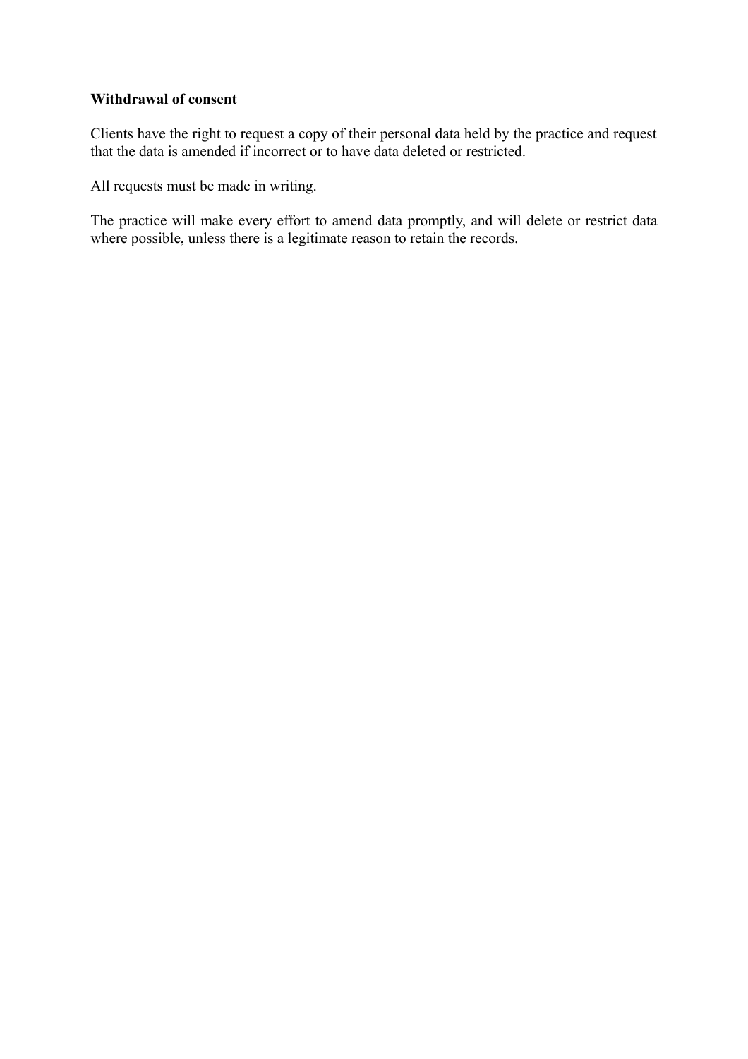**Withdrawal of consent**

Clients have the right to request a copy of their personal data held by the practice and request that the data is amended if incorrect or to have data deleted or restricted.

All requests must be made in writing.

The practice will make every effort to amend data promptly, and will delete or restrict data where possible, unless there is a legitimate reason to retain the records.